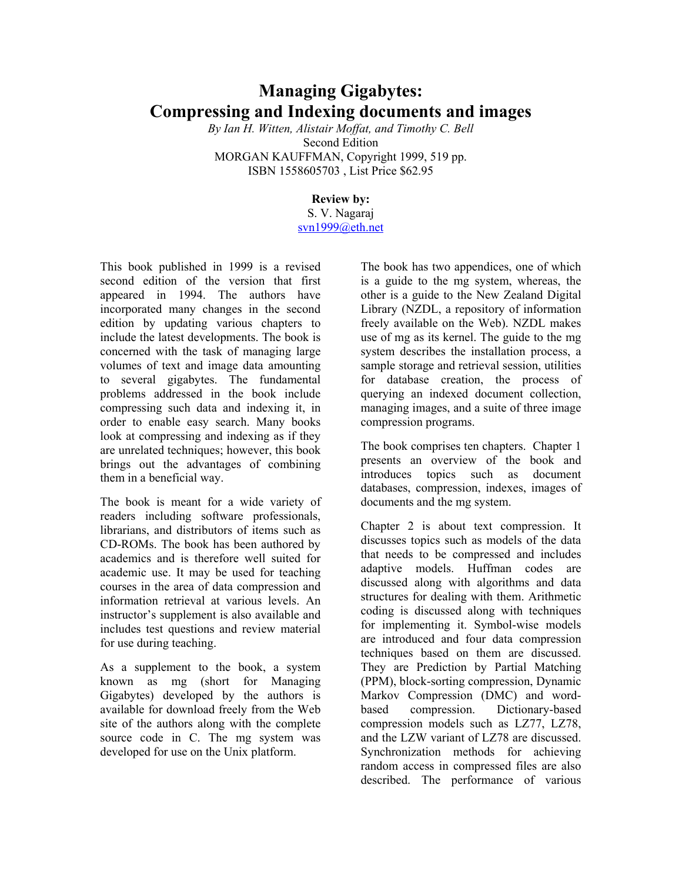# Managing Gigabytes: Compressing and Indexing documents and images

*By Ian H. Witten, Alistair Moffat, and Timothy C. Bell*

Second Edition

MORGAN KAUFFMAN, Copyright 1999, 519 pp.

ISBN 1558605703 , List Price $62.95

**Review by:**

S. V. Nagaraj

svn1999@eth.net

This book published in 1999 is a revised second edition of the version that first appeared in 1994. The authors have incorporated many changes in the second edition by updating various chapters to include the latest developments. The book is concerned with the task of managing large volumes of text and image data amounting to several gigabytes. The fundamental problems addressed in the book include compressing such data and indexing it, in order to enable easy search. Many books look at compressing and indexing as if they are unrelated techniques; however, this book brings out the advantages of combining them in a beneficial way.

The book is meant for a wide variety of readers including software professionals, librarians, and distributors of items such as CD-ROMs. The book has been authored by academics and is therefore well suited for academic use. It may be used for teaching courses in the area of data compression and information retrieval at various levels. An instructor's supplement is also available and includes test questions and review material for use during teaching.

As a supplement to the book, a system known as mg (short for Managing Gigabytes) developed by the authors is available for download freely from the Web site of the authors along with the complete source code in C. The mg system was developed for use on the Unix platform.

The book has two appendices, one of which is a guide to the mg system, whereas, the other is a guide to the New Zealand Digital Library (NZDL, a repository of information freely available on the Web). NZDL makes use of mg as its kernel. The guide to the mg system describes the installation process, a sample storage and retrieval session, utilities for database creation, the process of querying an indexed document collection, managing images, and a suite of three image compression programs.

The book comprises ten chapters. Chapter 1 presents an overview of the book and introduces topics such as document databases, compression, indexes, images of documents and the mg system.

Chapter 2 is about text compression. It discusses topics such as models of the data that needs to be compressed and includes adaptive models. Huffman codes are discussed along with algorithms and data structures for dealing with them. Arithmetic coding is discussed along with techniques for implementing it. Symbol-wise models are introduced and four data compression techniques based on them are discussed. They are Prediction by Partial Matching (PPM), block-sorting compression, Dynamic Markov Compression (DMC) and word-based compression. Dictionary-based compression models such as LZ77, LZ78, and the LZW variant of LZ78 are discussed. Synchronization methods for achieving random access in compressed files are also described. The performance of various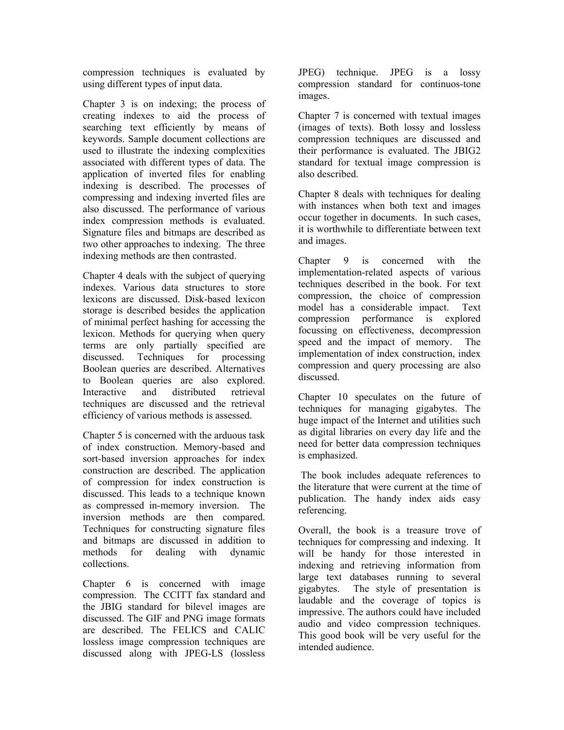compression techniques is evaluated by using different types of input data.

Chapter 3 is on indexing; the process of creating indexes to aid the process of searching text efficiently by means of keywords. Sample document collections are used to illustrate the indexing complexities associated with different types of data. The application of inverted files for enabling indexing is described. The processes of compressing and indexing inverted files are also discussed. The performance of various index compression methods is evaluated. Signature files and bitmaps are described as two other approaches to indexing. The three indexing methods are then contrasted.

Chapter 4 deals with the subject of querying indexes. Various data structures to store lexicons are discussed. Disk-based lexicon storage is described besides the application of minimal perfect hashing for accessing the lexicon. Methods for querying when query terms are only partially specified are discussed. Techniques for processing Boolean queries are described. Alternatives to Boolean queries are also explored. Interactive and distributed retrieval techniques are discussed and the retrieval efficiency of various methods is assessed.

Chapter 5 is concerned with the arduous task of index construction. Memory-based and sort-based inversion approaches for index construction are described. The application of compression for index construction is discussed. This leads to a technique known as compressed in-memory inversion. The inversion methods are then compared. Techniques for constructing signature files and bitmaps are discussed in addition to methods for dealing with dynamic collections.

Chapter 6 is concerned with image compression. The CCITT fax standard and the JBIG standard for bilevel images are discussed. The GIF and PNG image formats are described. The FELICS and CALIC lossless image compression techniques are discussed along with JPEG-LS (lossless JPEG) technique. JPEG is a lossy compression standard for continuos-tone images.

Chapter 7 is concerned with textual images (images of texts). Both lossy and lossless compression techniques are discussed and their performance is evaluated. The JBIG2 standard for textual image compression is also described.

Chapter 8 deals with techniques for dealing with instances when both text and images occur together in documents. In such cases, it is worthwhile to differentiate between text and images.

Chapter 9 is concerned with the implementation-related aspects of various techniques described in the book. For text compression, the choice of compression model has a considerable impact. Text compression performance is explored focussing on effectiveness, decompression speed and the impact of memory. The implementation of index construction, index compression and query processing are also discussed.

Chapter 10 speculates on the future of techniques for managing gigabytes. The huge impact of the Internet and utilities such as digital libraries on every day life and the need for better data compression techniques is emphasized.

The book includes adequate references to the literature that were current at the time of publication. The handy index aids easy referencing.

Overall, the book is a treasure trove of techniques for compressing and indexing. It will be handy for those interested in indexing and retrieving information from large text databases running to several gigabytes. The style of presentation is laudable and the coverage of topics is impressive. The authors could have included audio and video compression techniques. This good book will be very useful for the intended audience.